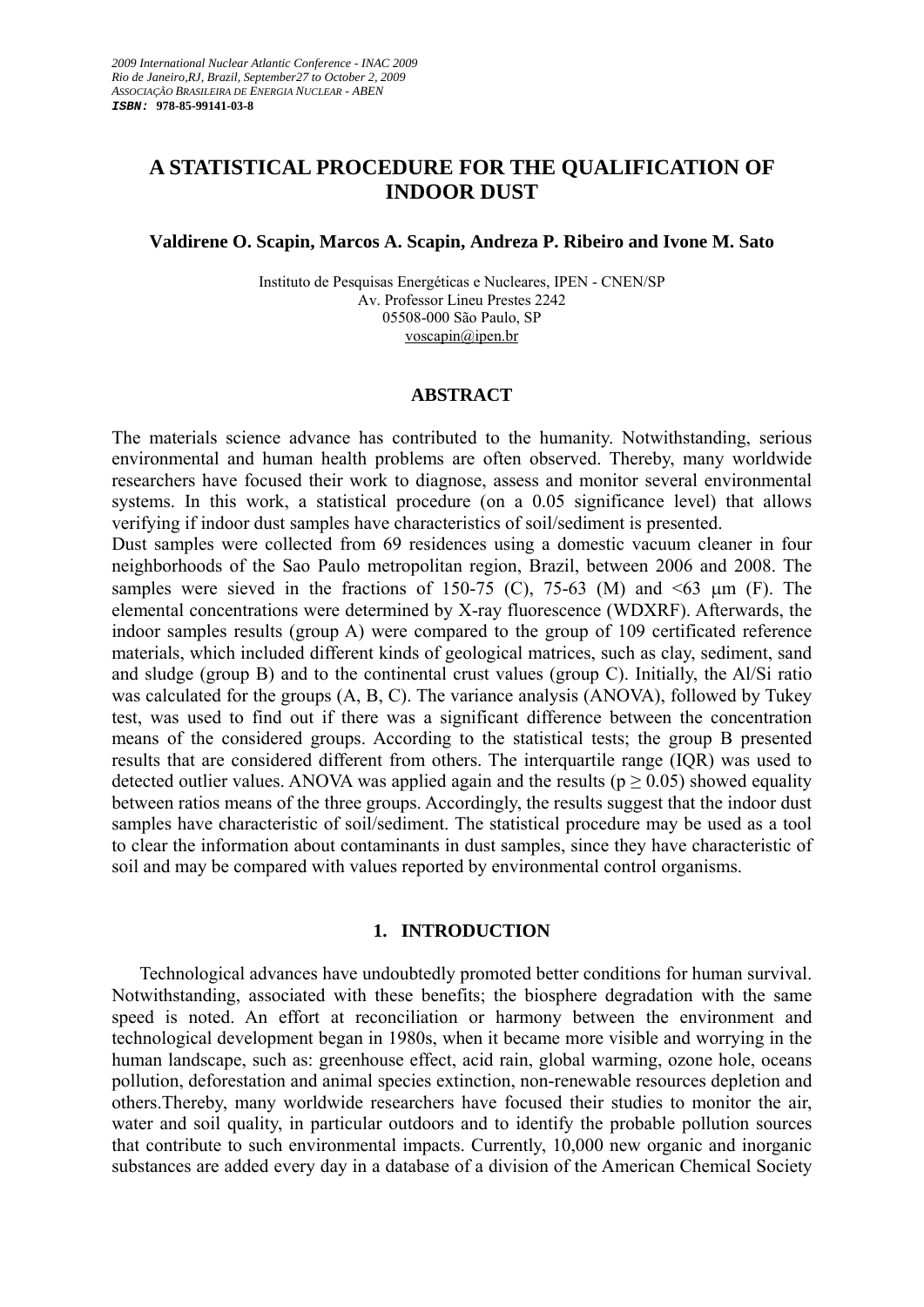# A STATISTICAL PROCEDURE FOR THE QUALIFICATION OF INDOOR DUST

**Valdirene O. Scapin, Marcos A. Scapin, Andreza P. Ribeiro and Ivone M. Sato**

Instituto de Pesquisas Energéticas e Nucleares, IPEN - CNEN/SP
Av. Professor Lineu Prestes 2242
05508-000 São Paulo, SP
voscapin@ipen.br

## ABSTRACT

The materials science advance has contributed to the humanity. Notwithstanding, serious environmental and human health problems are often observed. Thereby, many worldwide researchers have focused their work to diagnose, assess and monitor several environmental systems. In this work, a statistical procedure (on a 0.05 significance level) that allows verifying if indoor dust samples have characteristics of soil/sediment is presented.

Dust samples were collected from 69 residences using a domestic vacuum cleaner in four neighborhoods of the Sao Paulo metropolitan region, Brazil, between 2006 and 2008. The samples were sieved in the fractions of 150-75 (C), 75-63 (M) and <63 μm (F). The elemental concentrations were determined by X-ray fluorescence (WDXRF). Afterwards, the indoor samples results (group A) were compared to the group of 109 certificated reference materials, which included different kinds of geological matrices, such as clay, sediment, sand and sludge (group B) and to the continental crust values (group C). Initially, the Al/Si ratio was calculated for the groups (A, B, C). The variance analysis (ANOVA), followed by Tukey test, was used to find out if there was a significant difference between the concentration means of the considered groups. According to the statistical tests; the group B presented results that are considered different from others. The interquartile range (IQR) was used to detected outlier values. ANOVA was applied again and the results ($p \geq 0.05$) showed equality between ratios means of the three groups. Accordingly, the results suggest that the indoor dust samples have characteristic of soil/sediment. The statistical procedure may be used as a tool to clear the information about contaminants in dust samples, since they have characteristic of soil and may be compared with values reported by environmental control organisms.

## 1. INTRODUCTION

Technological advances have undoubtedly promoted better conditions for human survival. Notwithstanding, associated with these benefits; the biosphere degradation with the same speed is noted. An effort at reconciliation or harmony between the environment and technological development began in 1980s, when it became more visible and worrying in the human landscape, such as: greenhouse effect, acid rain, global warming, ozone hole, oceans pollution, deforestation and animal species extinction, non-renewable resources depletion and others.Thereby, many worldwide researchers have focused their studies to monitor the air, water and soil quality, in particular outdoors and to identify the probable pollution sources that contribute to such environmental impacts. Currently, 10,000 new organic and inorganic substances are added every day in a database of a division of the American Chemical Society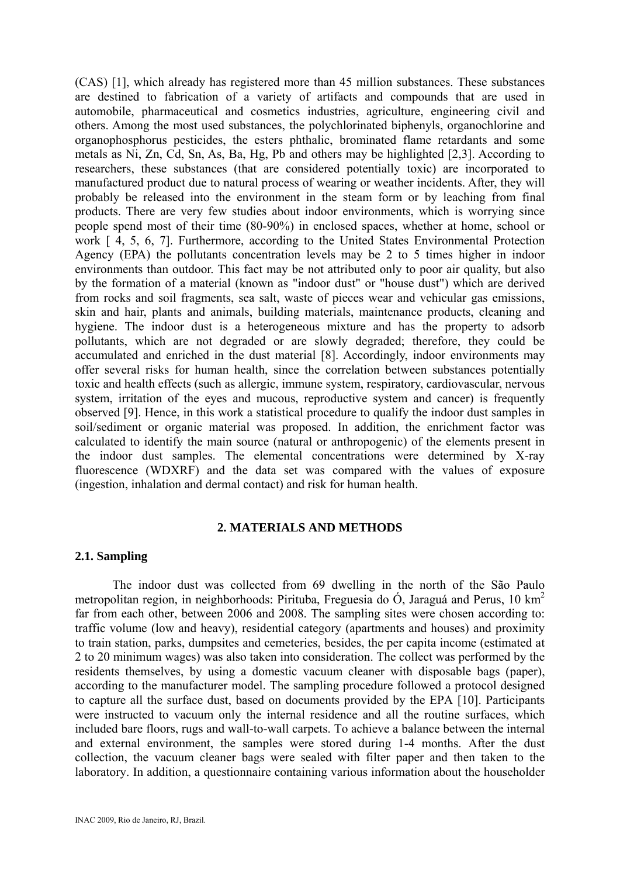(CAS) [1], which already has registered more than 45 million substances. These substances are destined to fabrication of a variety of artifacts and compounds that are used in automobile, pharmaceutical and cosmetics industries, agriculture, engineering civil and others. Among the most used substances, the polychlorinated biphenyls, organochlorine and organophosphorus pesticides, the esters phthalic, brominated flame retardants and some metals as Ni, Zn, Cd, Sn, As, Ba, Hg, Pb and others may be highlighted [2,3]. According to researchers, these substances (that are considered potentially toxic) are incorporated to manufactured product due to natural process of wearing or weather incidents. After, they will probably be released into the environment in the steam form or by leaching from final products. There are very few studies about indoor environments, which is worrying since people spend most of their time (80-90%) in enclosed spaces, whether at home, school or work [ 4, 5, 6, 7]. Furthermore, according to the United States Environmental Protection Agency (EPA) the pollutants concentration levels may be 2 to 5 times higher in indoor environments than outdoor. This fact may be not attributed only to poor air quality, but also by the formation of a material (known as "indoor dust" or "house dust") which are derived from rocks and soil fragments, sea salt, waste of pieces wear and vehicular gas emissions, skin and hair, plants and animals, building materials, maintenance products, cleaning and hygiene. The indoor dust is a heterogeneous mixture and has the property to adsorb pollutants, which are not degraded or are slowly degraded; therefore, they could be accumulated and enriched in the dust material [8]. Accordingly, indoor environments may offer several risks for human health, since the correlation between substances potentially toxic and health effects (such as allergic, immune system, respiratory, cardiovascular, nervous system, irritation of the eyes and mucous, reproductive system and cancer) is frequently observed [9]. Hence, in this work a statistical procedure to qualify the indoor dust samples in soil/sediment or organic material was proposed. In addition, the enrichment factor was calculated to identify the main source (natural or anthropogenic) of the elements present in the indoor dust samples. The elemental concentrations were determined by X-ray fluorescence (WDXRF) and the data set was compared with the values of exposure (ingestion, inhalation and dermal contact) and risk for human health.

## 2. MATERIALS AND METHODS

### 2.1. Sampling

The indoor dust was collected from 69 dwelling in the north of the São Paulo metropolitan region, in neighborhoods: Pirituba, Freguesia do Ó, Jaraguá and Perus, 10 $km^2$ far from each other, between 2006 and 2008. The sampling sites were chosen according to: traffic volume (low and heavy), residential category (apartments and houses) and proximity to train station, parks, dumpsites and cemeteries, besides, the per capita income (estimated at 2 to 20 minimum wages) was also taken into consideration. The collect was performed by the residents themselves, by using a domestic vacuum cleaner with disposable bags (paper), according to the manufacturer model. The sampling procedure followed a protocol designed to capture all the surface dust, based on documents provided by the EPA [10]. Participants were instructed to vacuum only the internal residence and all the routine surfaces, which included bare floors, rugs and wall-to-wall carpets. To achieve a balance between the internal and external environment, the samples were stored during 1-4 months. After the dust collection, the vacuum cleaner bags were sealed with filter paper and then taken to the laboratory. In addition, a questionnaire containing various information about the householder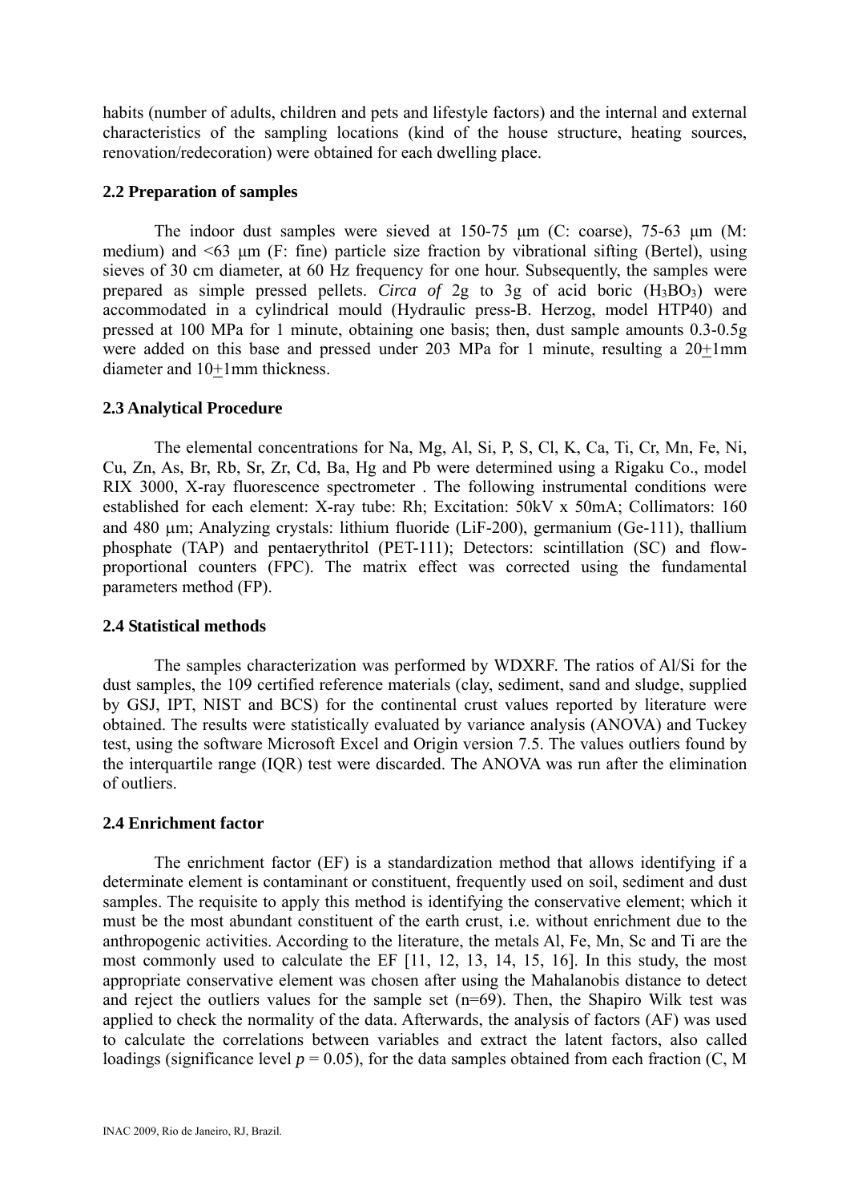habits (number of adults, children and pets and lifestyle factors) and the internal and external characteristics of the sampling locations (kind of the house structure, heating sources, renovation/redecoration) were obtained for each dwelling place.

### 2.2 Preparation of samples

The indoor dust samples were sieved at 150-75 μm (C: coarse), 75-63 μm (M: medium) and <63 μm (F: fine) particle size fraction by vibrational sifting (Bertel), using sieves of 30 cm diameter, at 60 Hz frequency for one hour. Subsequently, the samples were prepared as simple pressed pellets. *Circa of* 2g to 3g of acid boric ($H_3BO_3$) were accommodated in a cylindrical mould (Hydraulic press-B. Herzog, model HTP40) and pressed at 100 MPa for 1 minute, obtaining one basis; then, dust sample amounts 0.3-0.5g were added on this base and pressed under 203 MPa for 1 minute, resulting a 20±1mm diameter and 10±1mm thickness.

### 2.3 Analytical Procedure

The elemental concentrations for Na, Mg, Al, Si, P, S, Cl, K, Ca, Ti, Cr, Mn, Fe, Ni, Cu, Zn, As, Br, Rb, Sr, Zr, Cd, Ba, Hg and Pb were determined using a Rigaku Co., model RIX 3000, X-ray fluorescence spectrometer . The following instrumental conditions were established for each element: X-ray tube: Rh; Excitation: 50kV x 50mA; Collimators: 160 and 480 μm; Analyzing crystals: lithium fluoride (LiF-200), germanium (Ge-111), thallium phosphate (TAP) and pentaerythritol (PET-111); Detectors: scintillation (SC) and flow-proportional counters (FPC). The matrix effect was corrected using the fundamental parameters method (FP).

### 2.4 Statistical methods

The samples characterization was performed by WDXRF. The ratios of Al/Si for the dust samples, the 109 certified reference materials (clay, sediment, sand and sludge, supplied by GSJ, IPT, NIST and BCS) for the continental crust values reported by literature were obtained. The results were statistically evaluated by variance analysis (ANOVA) and Tuckey test, using the software Microsoft Excel and Origin version 7.5. The values outliers found by the interquartile range (IQR) test were discarded. The ANOVA was run after the elimination of outliers.

### 2.4 Enrichment factor

The enrichment factor (EF) is a standardization method that allows identifying if a determinate element is contaminant or constituent, frequently used on soil, sediment and dust samples. The requisite to apply this method is identifying the conservative element; which it must be the most abundant constituent of the earth crust, i.e. without enrichment due to the anthropogenic activities. According to the literature, the metals Al, Fe, Mn, Sc and Ti are the most commonly used to calculate the EF [11, 12, 13, 14, 15, 16]. In this study, the most appropriate conservative element was chosen after using the Mahalanobis distance to detect and reject the outliers values for the sample set (n=69). Then, the Shapiro Wilk test was applied to check the normality of the data. Afterwards, the analysis of factors (AF) was used to calculate the correlations between variables and extract the latent factors, also called loadings (significance level $p = 0.05$), for the data samples obtained from each fraction (C, M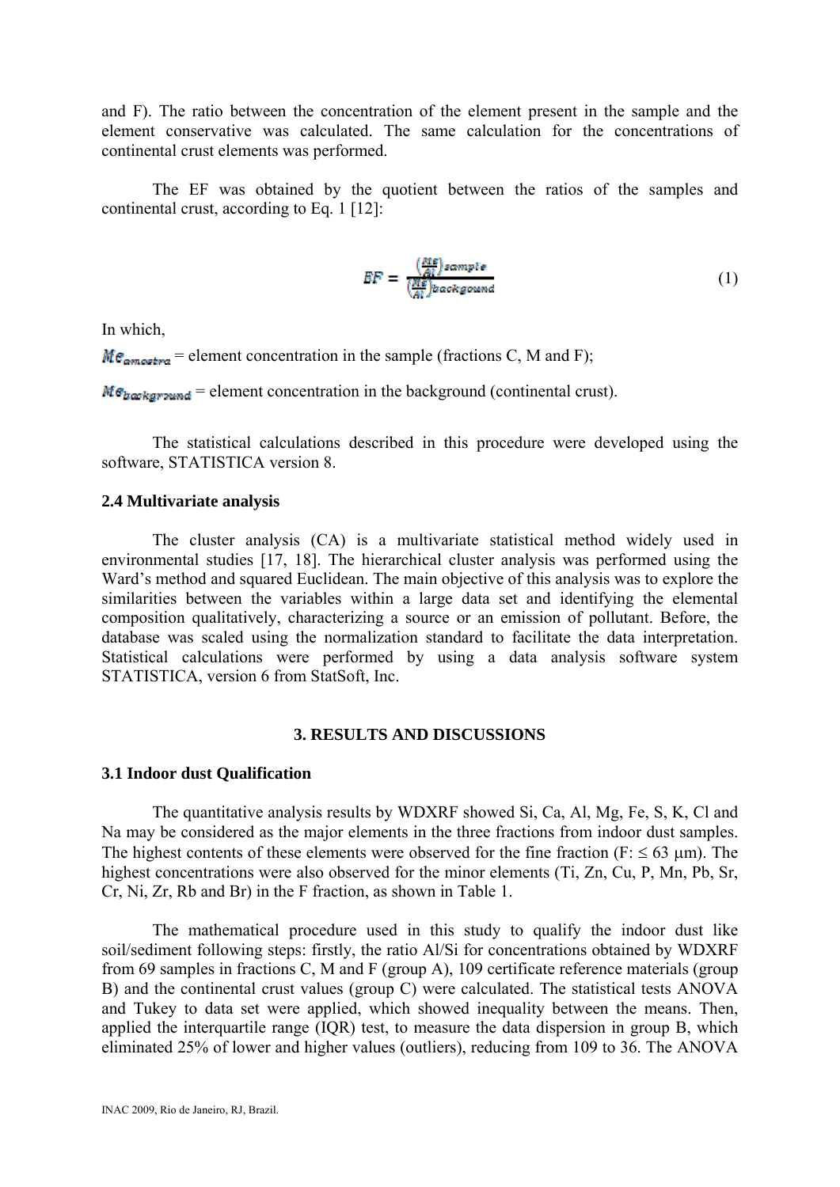and F). The ratio between the concentration of the element present in the sample and the element conservative was calculated. The same calculation for the concentrations of continental crust elements was performed.

The EF was obtained by the quotient between the ratios of the samples and continental crust, according to Eq. 1 [12]:

$$EF = \frac{\left(\frac{Me}{Al}\right)sample}{\left(\frac{Me}{Al}\right)backgound} \tag{1}$$

In which,

$Me_{amostra}$ = element concentration in the sample (fractions C, M and F);

$Me_{background}$ = element concentration in the background (continental crust).

The statistical calculations described in this procedure were developed using the software, STATISTICA version 8.

### 2.4 Multivariate analysis

The cluster analysis (CA) is a multivariate statistical method widely used in environmental studies [17, 18]. The hierarchical cluster analysis was performed using the Ward's method and squared Euclidean. The main objective of this analysis was to explore the similarities between the variables within a large data set and identifying the elemental composition qualitatively, characterizing a source or an emission of pollutant. Before, the database was scaled using the normalization standard to facilitate the data interpretation. Statistical calculations were performed by using a data analysis software system STATISTICA, version 6 from StatSoft, Inc.

## 3. RESULTS AND DISCUSSIONS

### 3.1 Indoor dust Qualification

The quantitative analysis results by WDXRF showed Si, Ca, Al, Mg, Fe, S, K, Cl and Na may be considered as the major elements in the three fractions from indoor dust samples. The highest contents of these elements were observed for the fine fraction (F: ≤ 63 µm). The highest concentrations were also observed for the minor elements (Ti, Zn, Cu, P, Mn, Pb, Sr, Cr, Ni, Zr, Rb and Br) in the F fraction, as shown in Table 1.

The mathematical procedure used in this study to qualify the indoor dust like soil/sediment following steps: firstly, the ratio Al/Si for concentrations obtained by WDXRF from 69 samples in fractions C, M and F (group A), 109 certificate reference materials (group B) and the continental crust values (group C) were calculated. The statistical tests ANOVA and Tukey to data set were applied, which showed inequality between the means. Then, applied the interquartile range (IQR) test, to measure the data dispersion in group B, which eliminated 25% of lower and higher values (outliers), reducing from 109 to 36. The ANOVA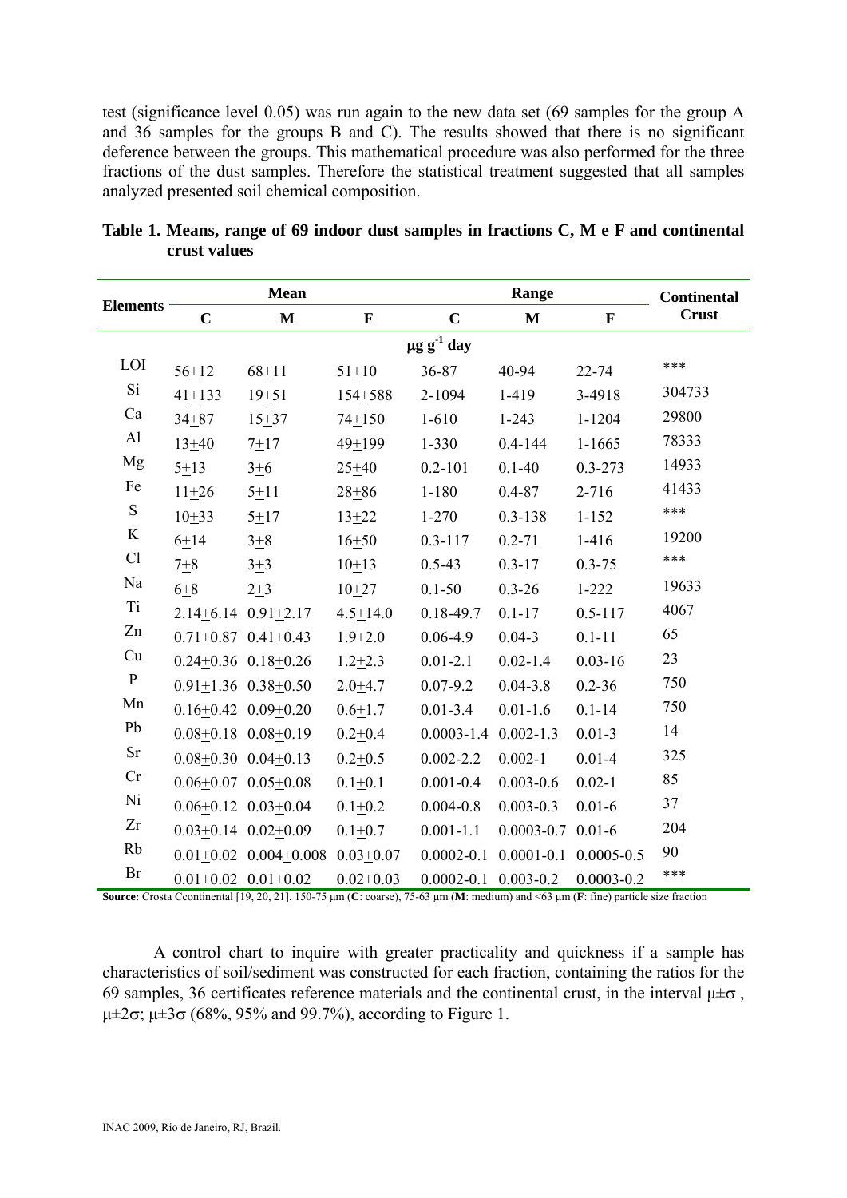test (significance level 0.05) was run again to the new data set (69 samples for the group A and 36 samples for the groups B and C). The results showed that there is no significant deference between the groups. This mathematical procedure was also performed for the three fractions of the dust samples. Therefore the statistical treatment suggested that all samples analyzed presented soil chemical composition.

**Table 1. Means, range of 69 indoor dust samples in fractions C, M e F and continental crust values**

| Elements | Mean | | | Range | | | Continental Crust |
|---|---|---|---|---|---|---|---|
| | **C** | **M** | **F** | **C** | **M** | **F** | |
| | | | | $\mu g\ g^{-1}$ day | | | |
| LOI | 56±12 | 68±11 | 51±10 | 36-87 | 40-94 | 22-74 | *** |
| Si | 41±133 | 19±51 | 154±588 | 2-1094 | 1-419 | 3-4918 | 304733 |
| Ca | 34±87 | 15±37 | 74±150 | 1-610 | 1-243 | 1-1204 | 29800 |
| Al | 13±40 | 7±17 | 49±199 | 1-330 | 0.4-144 | 1-1665 | 78333 |
| Mg | 5±13 | 3±6 | 25±40 | 0.2-101 | 0.1-40 | 0.3-273 | 14933 |
| Fe | 11±26 | 5±11 | 28±86 | 1-180 | 0.4-87 | 2-716 | 41433 |
| S | 10±33 | 5±17 | 13±22 | 1-270 | 0.3-138 | 1-152 | *** |
| K | 6±14 | 3±8 | 16±50 | 0.3-117 | 0.2-71 | 1-416 | 19200 |
| Cl | 7±8 | 3±3 | 10±13 | 0.5-43 | 0.3-17 | 0.3-75 | *** |
| Na | 6±8 | 2±3 | 10±27 | 0.1-50 | 0.3-26 | 1-222 | 19633 |
| Ti | 2.14±6.14 | 0.91±2.17 | 4.5±14.0 | 0.18-49.7 | 0.1-17 | 0.5-117 | 4067 |
| Zn | 0.71±0.87 | 0.41±0.43 | 1.9±2.0 | 0.06-4.9 | 0.04-3 | 0.1-11 | 65 |
| Cu | 0.24±0.36 | 0.18±0.26 | 1.2±2.3 | 0.01-2.1 | 0.02-1.4 | 0.03-16 | 23 |
| P | 0.91±1.36 | 0.38±0.50 | 2.0±4.7 | 0.07-9.2 | 0.04-3.8 | 0.2-36 | 750 |
| Mn | 0.16±0.42 | 0.09±0.20 | 0.6±1.7 | 0.01-3.4 | 0.01-1.6 | 0.1-14 | 750 |
| Pb | 0.08±0.18 | 0.08±0.19 | 0.2±0.4 | 0.0003-1.4 | 0.002-1.3 | 0.01-3 | 14 |
| Sr | 0.08±0.30 | 0.04±0.13 | 0.2±0.5 | 0.002-2.2 | 0.002-1 | 0.01-4 | 325 |
| Cr | 0.06±0.07 | 0.05±0.08 | 0.1±0.1 | 0.001-0.4 | 0.003-0.6 | 0.02-1 | 85 |
| Ni | 0.06±0.12 | 0.03±0.04 | 0.1±0.2 | 0.004-0.8 | 0.003-0.3 | 0.01-6 | 37 |
| Zr | 0.03±0.14 | 0.02±0.09 | 0.1±0.7 | 0.001-1.1 | 0.0003-0.7 | 0.01-6 | 204 |
| Rb | 0.01±0.02 | 0.004±0.008 | 0.03±0.07 | 0.0002-0.1 | 0.0001-0.1 | 0.0005-0.5 | 90 |
| Br | 0.01±0.02 | 0.01±0.02 | 0.02±0.03 | 0.0002-0.1 | 0.003-0.2 | 0.0003-0.2 | *** |

**Source:** Crosta Ccontinental [19, 20, 21]. 150-75 μm (**C**: coarse), 75-63 μm (**M**: medium) and <63 μm (**F**: fine) particle size fraction

A control chart to inquire with greater practicality and quickness if a sample has characteristics of soil/sediment was constructed for each fraction, containing the ratios for the 69 samples, 36 certificates reference materials and the continental crust, in the interval $\mu \pm \sigma$, $\mu \pm 2\sigma$; $\mu \pm 3\sigma$ (68%, 95% and 99.7%), according to Figure 1.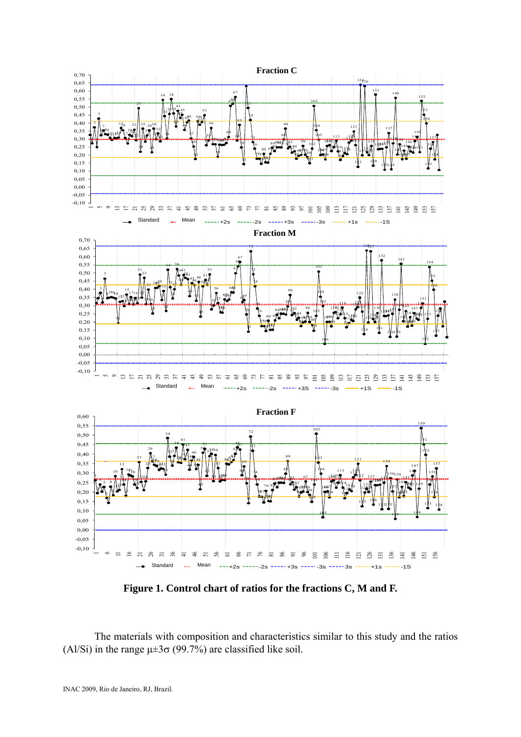**Figure 1. Control chart of ratios for the fractions C, M and F.**

The materials with composition and characteristics similar to this study and the ratios (Al/Si) in the range $\mu \pm 3\sigma$ (99.7%) are classified like soil.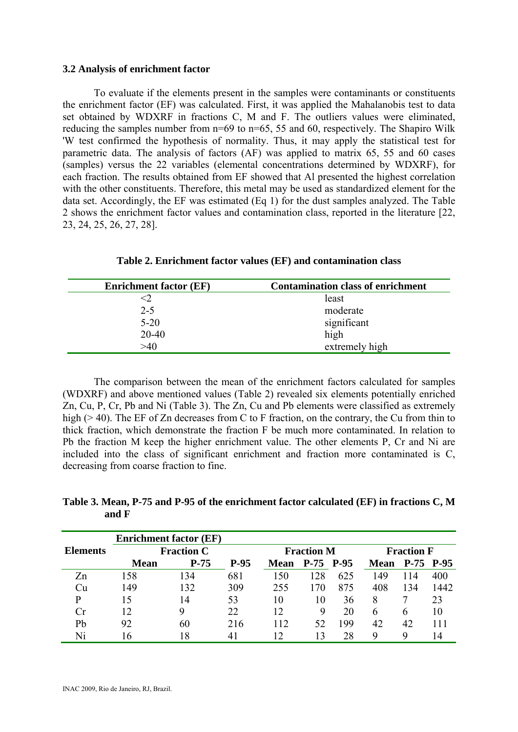### 3.2 Analysis of enrichment factor

To evaluate if the elements present in the samples were contaminants or constituents the enrichment factor (EF) was calculated. First, it was applied the Mahalanobis test to data set obtained by WDXRF in fractions C, M and F. The outliers values were eliminated, reducing the samples number from n=69 to n=65, 55 and 60, respectively. The Shapiro Wilk 'W test confirmed the hypothesis of normality. Thus, it may apply the statistical test for parametric data. The analysis of factors (AF) was applied to matrix 65, 55 and 60 cases (samples) versus the 22 variables (elemental concentrations determined by WDXRF), for each fraction. The results obtained from EF showed that Al presented the highest correlation with the other constituents. Therefore, this metal may be used as standardized element for the data set. Accordingly, the EF was estimated (Eq 1) for the dust samples analyzed. The Table 2 shows the enrichment factor values and contamination class, reported in the literature [22, 23, 24, 25, 26, 27, 28].

**Table 2. Enrichment factor values (EF) and contamination class**

| Enrichment factor (EF) | Contamination class of enrichment |
|---|---|
| <2 | least |
| 2-5 | moderate |
| 5-20 | significant |
| 20-40 | high |
| >40 | extremely high |

The comparison between the mean of the enrichment factors calculated for samples (WDXRF) and above mentioned values (Table 2) revealed six elements potentially enriched Zn, Cu, P, Cr, Pb and Ni (Table 3). The Zn, Cu and Pb elements were classified as extremely high (> 40). The EF of Zn decreases from C to F fraction, on the contrary, the Cu from thin to thick fraction, which demonstrate the fraction F be much more contaminated. In relation to Pb the fraction M keep the higher enrichment value. The other elements P, Cr and Ni are included into the class of significant enrichment and fraction more contaminated is C, decreasing from coarse fraction to fine.

**Table 3. Mean, P-75 and P-95 of the enrichment factor calculated (EF) in fractions C, M and F**

| Elements | Enrichment factor (EF) | | | | | | | | |
|---|---|---|---|---|---|---|---|---|---|
| | Fraction C | | | Fraction M | | | Fraction F | | |
| | Mean | P-75 | P-95 | Mean | P-75 | P-95 | Mean | P-75 | P-95 |
| Zn | 158 | 134 | 681 | 150 | 128 | 625 | 149 | 114 | 400 |
| Cu | 149 | 132 | 309 | 255 | 170 | 875 | 408 | 134 | 1442 |
| P | 15 | 14 | 53 | 10 | 10 | 36 | 8 | 7 | 23 |
| Cr | 12 | 9 | 22 | 12 | 9 | 20 | 6 | 6 | 10 |
| Pb | 92 | 60 | 216 | 112 | 52 | 199 | 42 | 42 | 111 |
| Ni | 16 | 18 | 41 | 12 | 13 | 28 | 9 | 9 | 14 |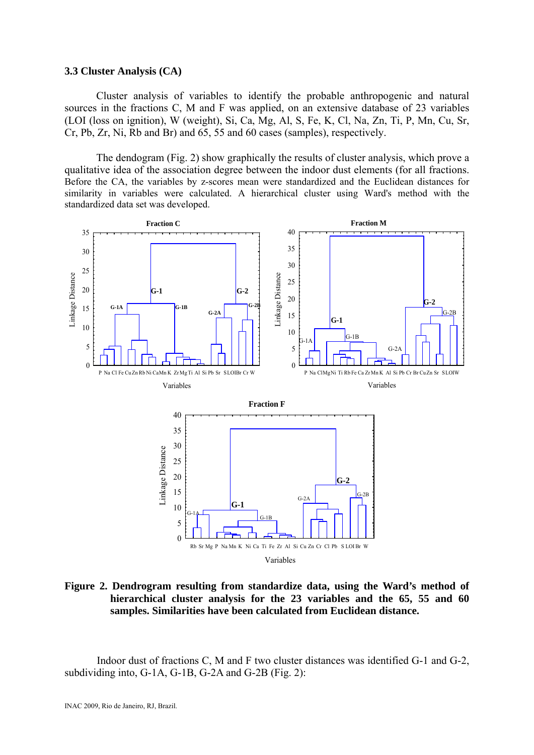### 3.3 Cluster Analysis (CA)

Cluster analysis of variables to identify the probable anthropogenic and natural sources in the fractions C, M and F was applied, on an extensive database of 23 variables (LOI (loss on ignition), W (weight), Si, Ca, Mg, Al, S, Fe, K, Cl, Na, Zn, Ti, P, Mn, Cu, Sr, Cr, Pb, Zr, Ni, Rb and Br) and 65, 55 and 60 cases (samples), respectively.

The dendogram (Fig. 2) show graphically the results of cluster analysis, which prove a qualitative idea of the association degree between the indoor dust elements (for all fractions. Before the CA, the variables by z-scores mean were standardized and the Euclidean distances for similarity in variables were calculated. A hierarchical cluster using Ward's method with the standardized data set was developed.

**Figure 2. Dendrogram resulting from standardize data, using the Ward's method of hierarchical cluster analysis for the 23 variables and the 65, 55 and 60 samples. Similarities have been calculated from Euclidean distance.**

Indoor dust of fractions C, M and F two cluster distances was identified G-1 and G-2, subdividing into, G-1A, G-1B, G-2A and G-2B (Fig. 2):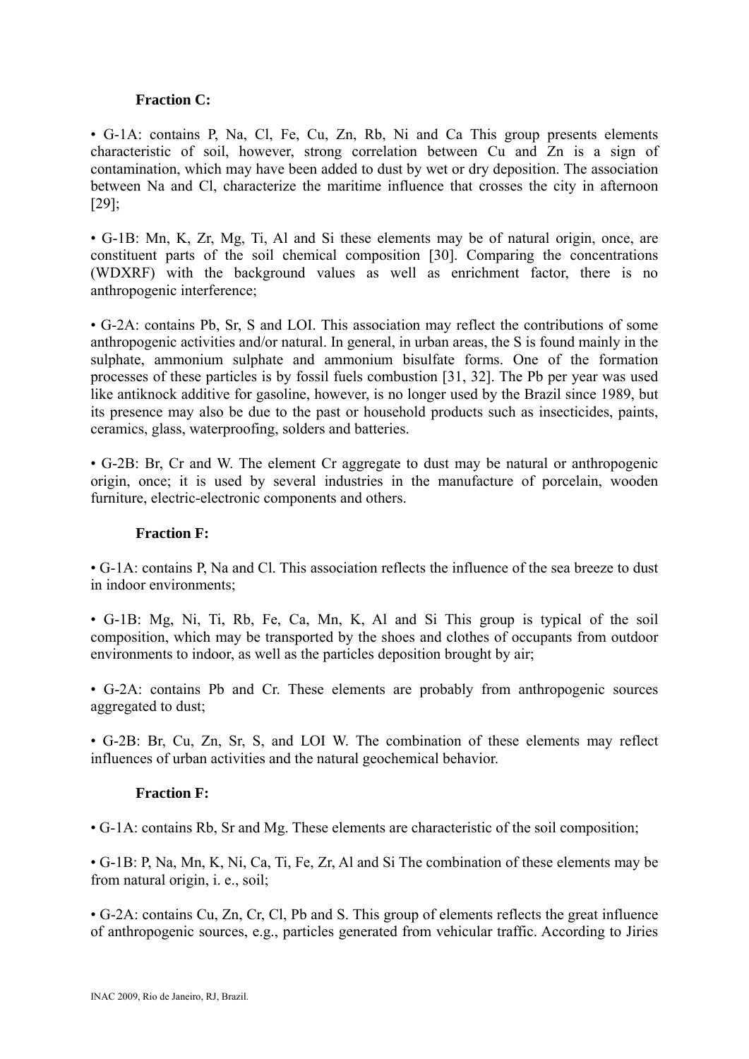**Fraction C:**

• G-1A: contains P, Na, Cl, Fe, Cu, Zn, Rb, Ni and Ca This group presents elements characteristic of soil, however, strong correlation between Cu and Zn is a sign of contamination, which may have been added to dust by wet or dry deposition. The association between Na and Cl, characterize the maritime influence that crosses the city in afternoon [29];

• G-1B: Mn, K, Zr, Mg, Ti, Al and Si these elements may be of natural origin, once, are constituent parts of the soil chemical composition [30]. Comparing the concentrations (WDXRF) with the background values as well as enrichment factor, there is no anthropogenic interference;

• G-2A: contains Pb, Sr, S and LOI. This association may reflect the contributions of some anthropogenic activities and/or natural. In general, in urban areas, the S is found mainly in the sulphate, ammonium sulphate and ammonium bisulfate forms. One of the formation processes of these particles is by fossil fuels combustion [31, 32]. The Pb per year was used like antiknock additive for gasoline, however, is no longer used by the Brazil since 1989, but its presence may also be due to the past or household products such as insecticides, paints, ceramics, glass, waterproofing, solders and batteries.

• G-2B: Br, Cr and W. The element Cr aggregate to dust may be natural or anthropogenic origin, once; it is used by several industries in the manufacture of porcelain, wooden furniture, electric-electronic components and others.

**Fraction F:**

• G-1A: contains P, Na and Cl. This association reflects the influence of the sea breeze to dust in indoor environments;

• G-1B: Mg, Ni, Ti, Rb, Fe, Ca, Mn, K, Al and Si This group is typical of the soil composition, which may be transported by the shoes and clothes of occupants from outdoor environments to indoor, as well as the particles deposition brought by air;

• G-2A: contains Pb and Cr. These elements are probably from anthropogenic sources aggregated to dust;

• G-2B: Br, Cu, Zn, Sr, S, and LOI W. The combination of these elements may reflect influences of urban activities and the natural geochemical behavior.

**Fraction F:**

• G-1A: contains Rb, Sr and Mg. These elements are characteristic of the soil composition;

• G-1B: P, Na, Mn, K, Ni, Ca, Ti, Fe, Zr, Al and Si The combination of these elements may be from natural origin, i. e., soil;

• G-2A: contains Cu, Zn, Cr, Cl, Pb and S. This group of elements reflects the great influence of anthropogenic sources, e.g., particles generated from vehicular traffic. According to Jiries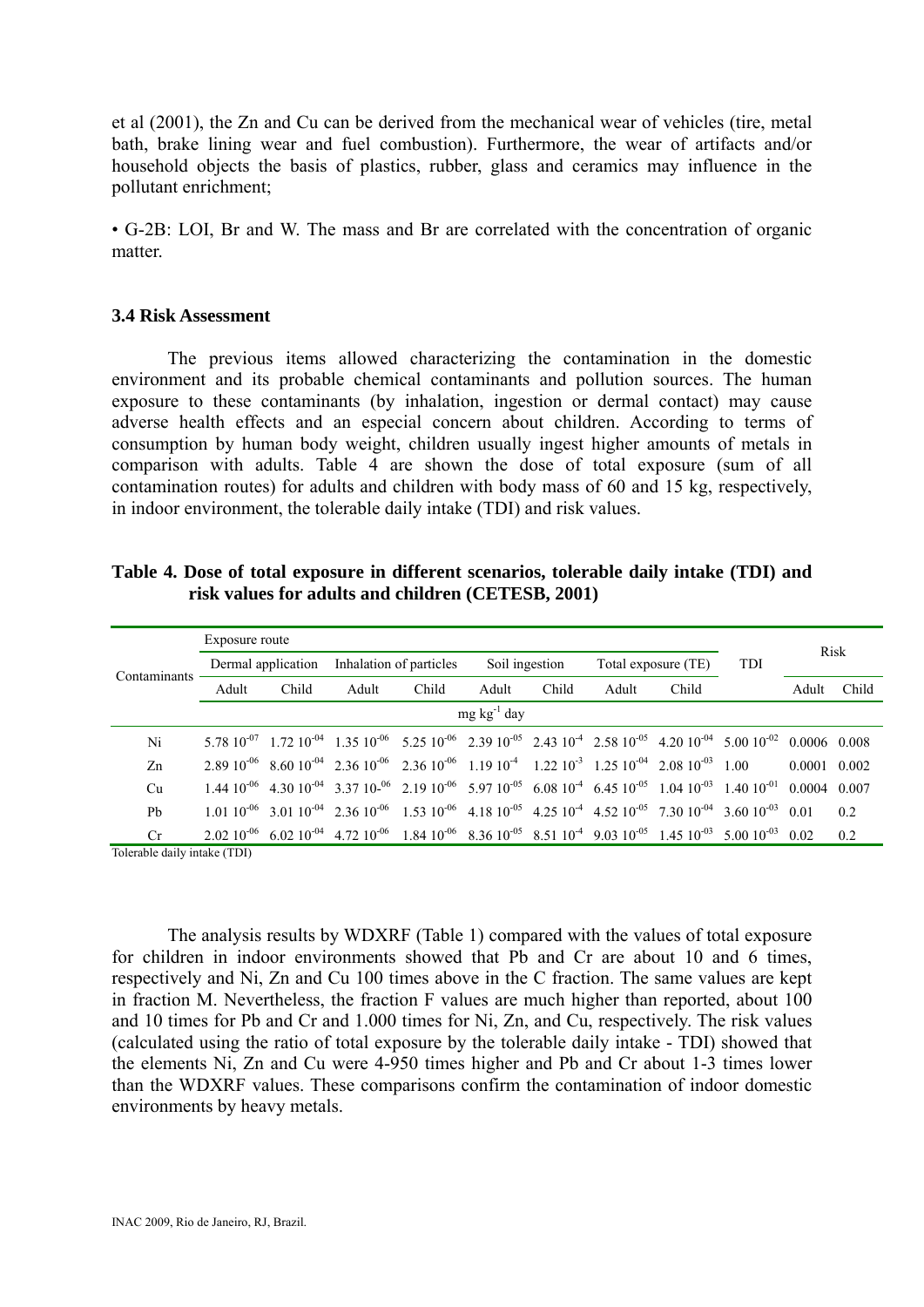et al (2001), the Zn and Cu can be derived from the mechanical wear of vehicles (tire, metal bath, brake lining wear and fuel combustion). Furthermore, the wear of artifacts and/or household objects the basis of plastics, rubber, glass and ceramics may influence in the pollutant enrichment;

• G-2B: LOI, Br and W. The mass and Br are correlated with the concentration of organic matter.

### 3.4 Risk Assessment

The previous items allowed characterizing the contamination in the domestic environment and its probable chemical contaminants and pollution sources. The human exposure to these contaminants (by inhalation, ingestion or dermal contact) may cause adverse health effects and an especial concern about children. According to terms of consumption by human body weight, children usually ingest higher amounts of metals in comparison with adults. Table 4 are shown the dose of total exposure (sum of all contamination routes) for adults and children with body mass of 60 and 15 kg, respectively, in indoor environment, the tolerable daily intake (TDI) and risk values.

**Table 4. Dose of total exposure in different scenarios, tolerable daily intake (TDI) and risk values for adults and children (CETESB, 2001)**

| Contaminants | Exposure route | | | | | | | | TDI | Risk | |
|---|---|---|---|---|---|---|---|---|---|---|---|
| | Dermal application | | Inhalation of particles | | Soil ingestion | | Total exposure (TE) | | | | |
| | Adult | Child | Adult | Child | Adult | Child | Adult | Child | | Adult | Child |
| | mg kg$^{-1}$ day | | | | | | | | | | |
| Ni | 5.78 $10^{-07}$ | 1.72 $10^{-04}$ | 1.35 $10^{-06}$ | 5.25 $10^{-06}$ | 2.39 $10^{-05}$ | 2.43 $10^{-4}$ | 2.58 $10^{-05}$ | 4.20 $10^{-04}$ | 5.00 $10^{-02}$ | 0.0006 | 0.008 |
| Zn | 2.89 $10^{-06}$ | 8.60 $10^{-04}$ | 2.36 $10^{-06}$ | 2.36 $10^{-06}$ | 1.19 $10^{-4}$ | 1.22 $10^{-3}$ | 1.25 $10^{-04}$ | 2.08 $10^{-03}$ | 1.00 | 0.0001 | 0.002 |
| Cu | 1.44 $10^{-06}$ | 4.30 $10^{-04}$ | 3.37 $10^{-06}$ | 2.19 $10^{-06}$ | 5.97 $10^{-05}$ | 6.08 $10^{-4}$ | 6.45 $10^{-05}$ | 1.04 $10^{-03}$ | 1.40 $10^{-01}$ | 0.0004 | 0.007 |
| Pb | 1.01 $10^{-06}$ | 3.01 $10^{-04}$ | 2.36 $10^{-06}$ | 1.53 $10^{-06}$ | 4.18 $10^{-05}$ | 4.25 $10^{-4}$ | 4.52 $10^{-05}$ | 7.30 $10^{-04}$ | 3.60 $10^{-03}$ | 0.01 | 0.2 |
| Cr | 2.02 $10^{-06}$ | 6.02 $10^{-04}$ | 4.72 $10^{-06}$ | 1.84 $10^{-06}$ | 8.36 $10^{-05}$ | 8.51 $10^{-4}$ | 9.03 $10^{-05}$ | 1.45 $10^{-03}$ | 5.00 $10^{-03}$ | 0.02 | 0.2 |

Tolerable daily intake (TDI)

The analysis results by WDXRF (Table 1) compared with the values of total exposure for children in indoor environments showed that Pb and Cr are about 10 and 6 times, respectively and Ni, Zn and Cu 100 times above in the C fraction. The same values are kept in fraction M. Nevertheless, the fraction F values are much higher than reported, about 100 and 10 times for Pb and Cr and 1.000 times for Ni, Zn, and Cu, respectively. The risk values (calculated using the ratio of total exposure by the tolerable daily intake - TDI) showed that the elements Ni, Zn and Cu were 4-950 times higher and Pb and Cr about 1-3 times lower than the WDXRF values. These comparisons confirm the contamination of indoor domestic environments by heavy metals.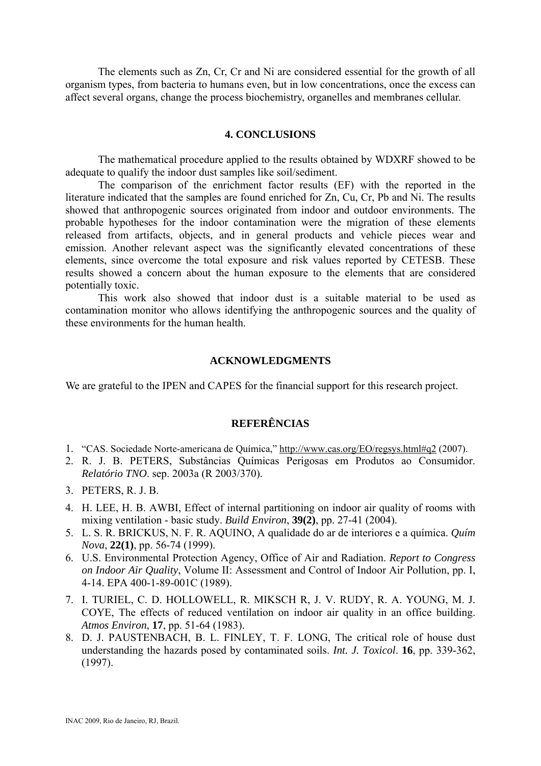The elements such as Zn, Cr, Cr and Ni are considered essential for the growth of all organism types, from bacteria to humans even, but in low concentrations, once the excess can affect several organs, change the process biochemistry, organelles and membranes cellular.

## 4. CONCLUSIONS

The mathematical procedure applied to the results obtained by WDXRF showed to be adequate to qualify the indoor dust samples like soil/sediment.

The comparison of the enrichment factor results (EF) with the reported in the literature indicated that the samples are found enriched for Zn, Cu, Cr, Pb and Ni. The results showed that anthropogenic sources originated from indoor and outdoor environments. The probable hypotheses for the indoor contamination were the migration of these elements released from artifacts, objects, and in general products and vehicle pieces wear and emission. Another relevant aspect was the significantly elevated concentrations of these elements, since overcome the total exposure and risk values reported by CETESB. These results showed a concern about the human exposure to the elements that are considered potentially toxic.

This work also showed that indoor dust is a suitable material to be used as contamination monitor who allows identifying the anthropogenic sources and the quality of these environments for the human health.

## ACKNOWLEDGMENTS

We are grateful to the IPEN and CAPES for the financial support for this research project.

## REFERÊNCIAS

1. "CAS. Sociedade Norte-americana de Química," http://www.cas.org/EO/regsys.html#q2 (2007).
2. R. J. B. PETERS, Substâncias Químicas Perigosas em Produtos ao Consumidor. *Relatório TNO*. sep. 2003a (R 2003/370).
3. PETERS, R. J. B.
4. H. LEE, H. B. AWBI, Effect of internal partitioning on indoor air quality of rooms with mixing ventilation - basic study. *Build Environ*, **39(2)**, pp. 27-41 (2004).
5. L. S. R. BRICKUS, N. F. R. AQUINO, A qualidade do ar de interiores e a química. *Quím Nova*, **22(1)**, pp. 56-74 (1999).
6. U.S. Environmental Protection Agency, Office of Air and Radiation. *Report to Congress on Indoor Air Quality*, Volume II: Assessment and Control of Indoor Air Pollution, pp. I, 4-14. EPA 400-1-89-001C (1989).
7. I. TURIEL, C. D. HOLLOWELL, R. MIKSCH R, J. V. RUDY, R. A. YOUNG, M. J. COYE, The effects of reduced ventilation on indoor air quality in an office building. *Atmos Environ*, **17**, pp. 51-64 (1983).
8. D. J. PAUSTENBACH, B. L. FINLEY, T. F. LONG, The critical role of house dust understanding the hazards posed by contaminated soils. *Int. J. Toxicol*. **16**, pp. 339-362, (1997).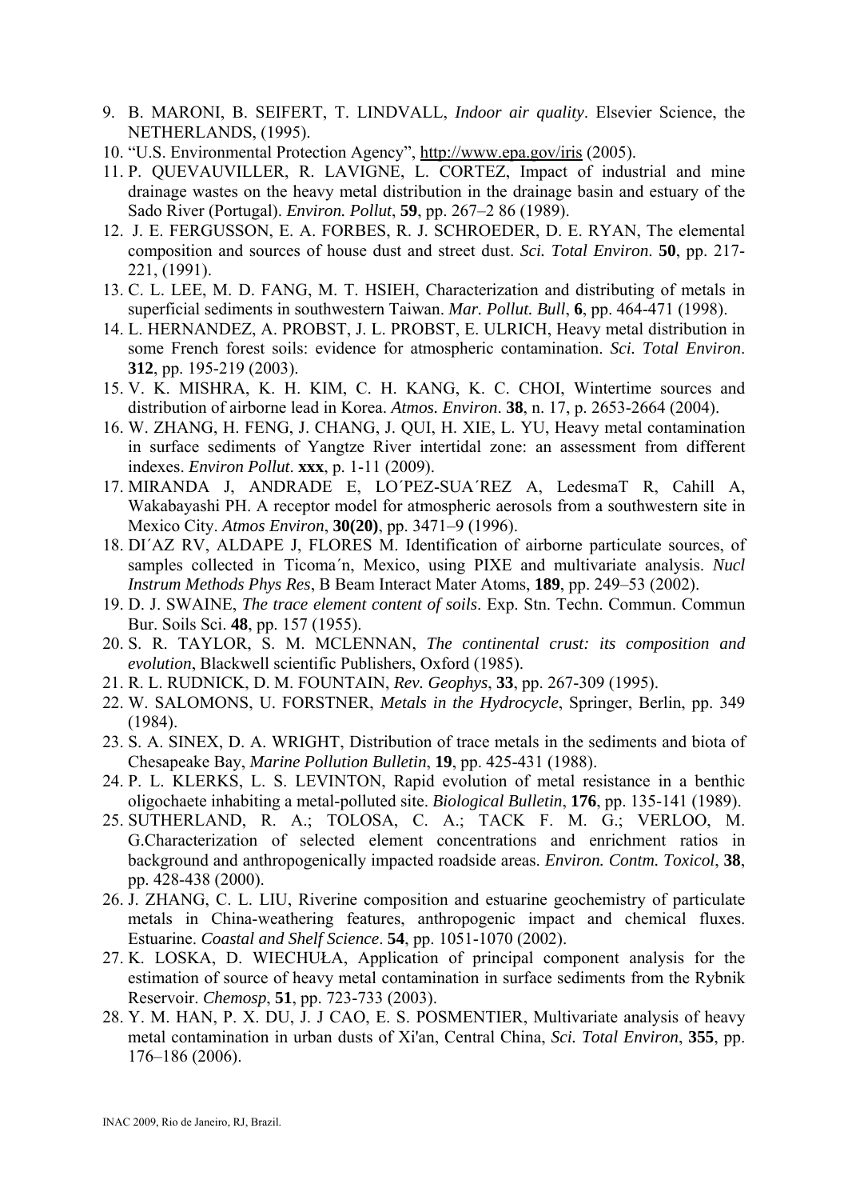9. B. MARONI, B. SEIFERT, T. LINDVALL, *Indoor air quality*. Elsevier Science, the NETHERLANDS, (1995).
10. "U.S. Environmental Protection Agency", http://www.epa.gov/iris (2005).
11. P. QUEVAUVILLER, R. LAVIGNE, L. CORTEZ, Impact of industrial and mine drainage wastes on the heavy metal distribution in the drainage basin and estuary of the Sado River (Portugal). *Environ. Pollut*, **59**, pp. 267–2 86 (1989).
12. J. E. FERGUSSON, E. A. FORBES, R. J. SCHROEDER, D. E. RYAN, The elemental composition and sources of house dust and street dust. *Sci. Total Environ*. **50**, pp. 217-221, (1991).
13. C. L. LEE, M. D. FANG, M. T. HSIEH, Characterization and distributing of metals in superficial sediments in southwestern Taiwan. *Mar. Pollut. Bull*, **6**, pp. 464-471 (1998).
14. L. HERNANDEZ, A. PROBST, J. L. PROBST, E. ULRICH, Heavy metal distribution in some French forest soils: evidence for atmospheric contamination. *Sci. Total Environ*. **312**, pp. 195-219 (2003).
15. V. K. MISHRA, K. H. KIM, C. H. KANG, K. C. CHOI, Wintertime sources and distribution of airborne lead in Korea. *Atmos. Environ*. **38**, n. 17, p. 2653-2664 (2004).
16. W. ZHANG, H. FENG, J. CHANG, J. QUI, H. XIE, L. YU, Heavy metal contamination in surface sediments of Yangtze River intertidal zone: an assessment from different indexes. *Environ Pollut*. **xxx**, p. 1-11 (2009).
17. MIRANDA J, ANDRADE E, LO´PEZ-SUA´REZ A, LedesmaT R, Cahill A, Wakabayashi PH. A receptor model for atmospheric aerosols from a southwestern site in Mexico City. *Atmos Environ*, **30(20)**, pp. 3471–9 (1996).
18. DI´AZ RV, ALDAPE J, FLORES M. Identification of airborne particulate sources, of samples collected in Ticoma´n, Mexico, using PIXE and multivariate analysis. *Nucl Instrum Methods Phys Res*, B Beam Interact Mater Atoms, **189**, pp. 249–53 (2002).
19. D. J. SWAINE, *The trace element content of soils*. Exp. Stn. Techn. Commun. Commun Bur. Soils Sci. **48**, pp. 157 (1955).
20. S. R. TAYLOR, S. M. MCLENNAN, *The continental crust: its composition and evolution*, Blackwell scientific Publishers, Oxford (1985).
21. R. L. RUDNICK, D. M. FOUNTAIN, *Rev. Geophys*, **33**, pp. 267-309 (1995).
22. W. SALOMONS, U. FORSTNER, *Metals in the Hydrocycle*, Springer, Berlin, pp. 349 (1984).
23. S. A. SINEX, D. A. WRIGHT, Distribution of trace metals in the sediments and biota of Chesapeake Bay, *Marine Pollution Bulletin*, **19**, pp. 425-431 (1988).
24. P. L. KLERKS, L. S. LEVINTON, Rapid evolution of metal resistance in a benthic oligochaete inhabiting a metal-polluted site. *Biological Bulletin*, **176**, pp. 135-141 (1989).
25. SUTHERLAND, R. A.; TOLOSA, C. A.; TACK F. M. G.; VERLOO, M. G.Characterization of selected element concentrations and enrichment ratios in background and anthropogenically impacted roadside areas. *Environ. Contm. Toxicol*, **38**, pp. 428-438 (2000).
26. J. ZHANG, C. L. LIU, Riverine composition and estuarine geochemistry of particulate metals in China-weathering features, anthropogenic impact and chemical fluxes. Estuarine. *Coastal and Shelf Science*. **54**, pp. 1051-1070 (2002).
27. K. LOSKA, D. WIECHUŁA, Application of principal component analysis for the estimation of source of heavy metal contamination in surface sediments from the Rybnik Reservoir. *Chemosp*, **51**, pp. 723-733 (2003).
28. Y. M. HAN, P. X. DU, J. J CAO, E. S. POSMENTIER, Multivariate analysis of heavy metal contamination in urban dusts of Xi'an, Central China, *Sci. Total Environ*, **355**, pp. 176–186 (2006).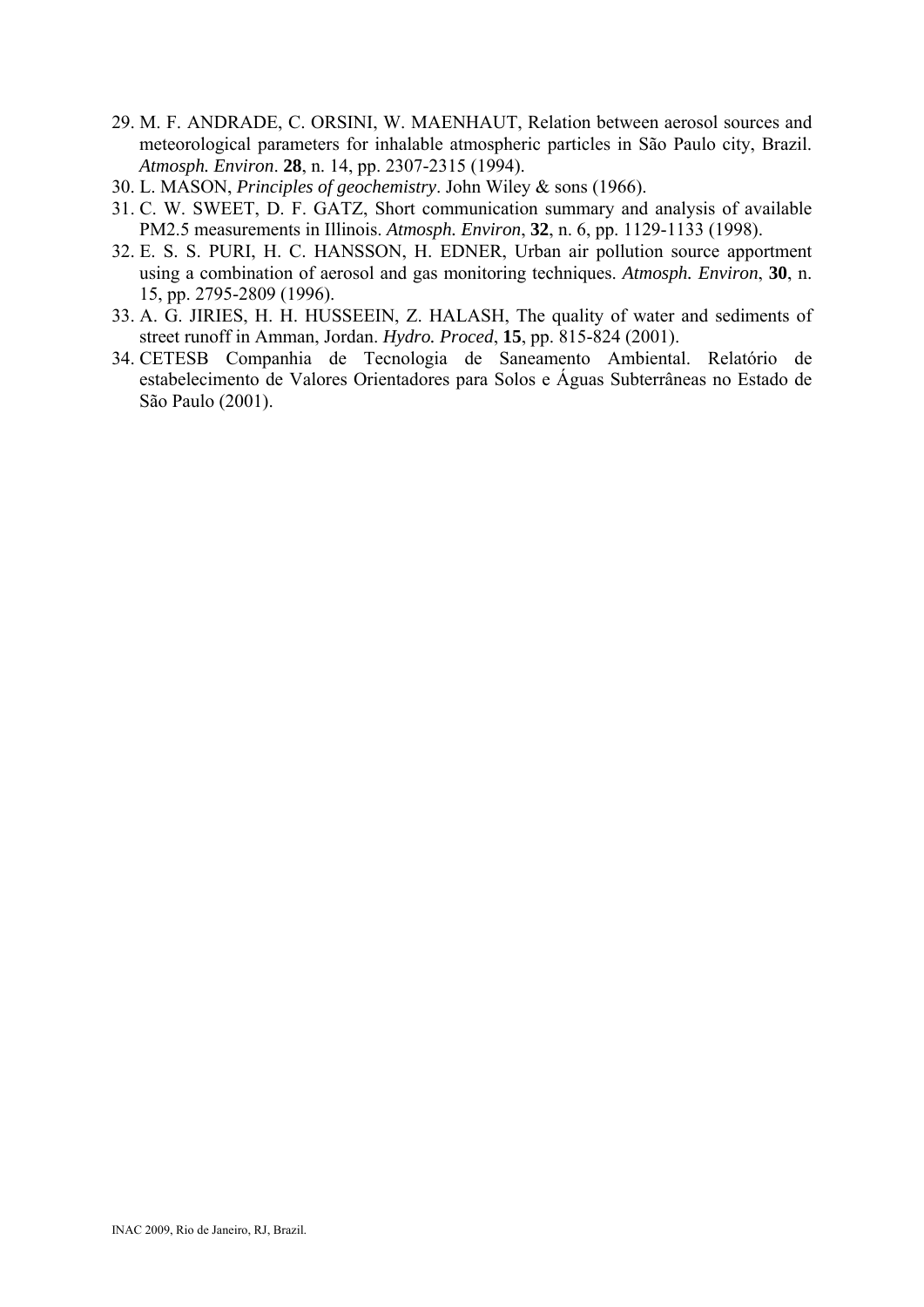29. M. F. ANDRADE, C. ORSINI, W. MAENHAUT, Relation between aerosol sources and meteorological parameters for inhalable atmospheric particles in São Paulo city, Brazil. *Atmosph. Environ*. **28**, n. 14, pp. 2307-2315 (1994).
30. L. MASON, *Principles of geochemistry*. John Wiley & sons (1966).
31. C. W. SWEET, D. F. GATZ, Short communication summary and analysis of available PM2.5 measurements in Illinois. *Atmosph. Environ*, **32**, n. 6, pp. 1129-1133 (1998).
32. E. S. S. PURI, H. C. HANSSON, H. EDNER, Urban air pollution source apportment using a combination of aerosol and gas monitoring techniques. *Atmosph. Environ*, **30**, n. 15, pp. 2795-2809 (1996).
33. A. G. JIRIES, H. H. HUSSEEIN, Z. HALASH, The quality of water and sediments of street runoff in Amman, Jordan. *Hydro. Proced*, **15**, pp. 815-824 (2001).
34. CETESB Companhia de Tecnologia de Saneamento Ambiental. Relatório de estabelecimento de Valores Orientadores para Solos e Águas Subterrâneas no Estado de São Paulo (2001).